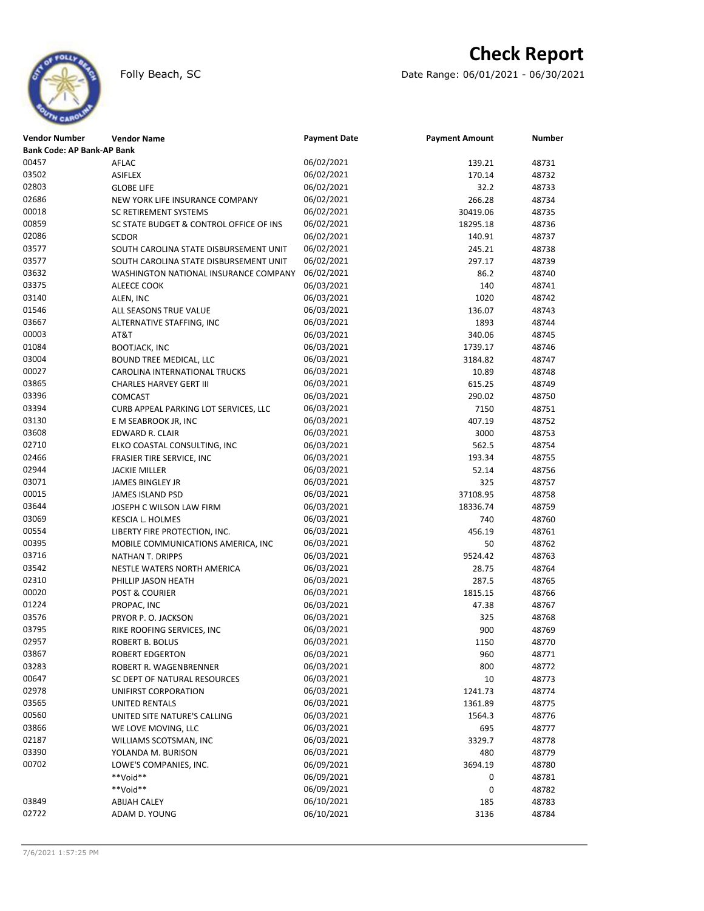# Check Report

Folly Beach, SC

Date Range: 06/01/2021 - 06/30/2021

| Vendor Number | Vendor Name | Payment Date | Payment Amount | Number |
|---|---|---|---|---|
| **Bank Code: AP Bank-AP Bank** | | | | |
| 00457 | AFLAC | 06/02/2021 | 139.21 | 48731 |
| 03502 | ASIFLEX | 06/02/2021 | 170.14 | 48732 |
| 02803 | GLOBE LIFE | 06/02/2021 | 32.2 | 48733 |
| 02686 | NEW YORK LIFE INSURANCE COMPANY | 06/02/2021 | 266.28 | 48734 |
| 00018 | SC RETIREMENT SYSTEMS | 06/02/2021 | 30419.06 | 48735 |
| 00859 | SC STATE BUDGET & CONTROL OFFICE OF INS | 06/02/2021 | 18295.18 | 48736 |
| 02086 | SCDOR | 06/02/2021 | 140.91 | 48737 |
| 03577 | SOUTH CAROLINA STATE DISBURSEMENT UNIT | 06/02/2021 | 245.21 | 48738 |
| 03577 | SOUTH CAROLINA STATE DISBURSEMENT UNIT | 06/02/2021 | 297.17 | 48739 |
| 03632 | WASHINGTON NATIONAL INSURANCE COMPANY | 06/02/2021 | 86.2 | 48740 |
| 03375 | ALEECE COOK | 06/03/2021 | 140 | 48741 |
| 03140 | ALEN, INC | 06/03/2021 | 1020 | 48742 |
| 01546 | ALL SEASONS TRUE VALUE | 06/03/2021 | 136.07 | 48743 |
| 03667 | ALTERNATIVE STAFFING, INC | 06/03/2021 | 1893 | 48744 |
| 00003 | AT&T | 06/03/2021 | 340.06 | 48745 |
| 01084 | BOOTJACK, INC | 06/03/2021 | 1739.17 | 48746 |
| 03004 | BOUND TREE MEDICAL, LLC | 06/03/2021 | 3184.82 | 48747 |
| 00027 | CAROLINA INTERNATIONAL TRUCKS | 06/03/2021 | 10.89 | 48748 |
| 03865 | CHARLES HARVEY GERT III | 06/03/2021 | 615.25 | 48749 |
| 03396 | COMCAST | 06/03/2021 | 290.02 | 48750 |
| 03394 | CURB APPEAL PARKING LOT SERVICES, LLC | 06/03/2021 | 7150 | 48751 |
| 03130 | E M SEABROOK JR, INC | 06/03/2021 | 407.19 | 48752 |
| 03608 | EDWARD R. CLAIR | 06/03/2021 | 3000 | 48753 |
| 02710 | ELKO COASTAL CONSULTING, INC | 06/03/2021 | 562.5 | 48754 |
| 02466 | FRASIER TIRE SERVICE, INC | 06/03/2021 | 193.34 | 48755 |
| 02944 | JACKIE MILLER | 06/03/2021 | 52.14 | 48756 |
| 03071 | JAMES BINGLEY JR | 06/03/2021 | 325 | 48757 |
| 00015 | JAMES ISLAND PSD | 06/03/2021 | 37108.95 | 48758 |
| 03644 | JOSEPH C WILSON LAW FIRM | 06/03/2021 | 18336.74 | 48759 |
| 03069 | KESCIA L. HOLMES | 06/03/2021 | 740 | 48760 |
| 00554 | LIBERTY FIRE PROTECTION, INC. | 06/03/2021 | 456.19 | 48761 |
| 00395 | MOBILE COMMUNICATIONS AMERICA, INC | 06/03/2021 | 50 | 48762 |
| 03716 | NATHAN T. DRIPPS | 06/03/2021 | 9524.42 | 48763 |
| 03542 | NESTLE WATERS NORTH AMERICA | 06/03/2021 | 28.75 | 48764 |
| 02310 | PHILLIP JASON HEATH | 06/03/2021 | 287.5 | 48765 |
| 00020 | POST & COURIER | 06/03/2021 | 1815.15 | 48766 |
| 01224 | PROPAC, INC | 06/03/2021 | 47.38 | 48767 |
| 03576 | PRYOR P. O. JACKSON | 06/03/2021 | 325 | 48768 |
| 03795 | RIKE ROOFING SERVICES, INC | 06/03/2021 | 900 | 48769 |
| 02957 | ROBERT B. BOLUS | 06/03/2021 | 1150 | 48770 |
| 03867 | ROBERT EDGERTON | 06/03/2021 | 960 | 48771 |
| 03283 | ROBERT R. WAGENBRENNER | 06/03/2021 | 800 | 48772 |
| 00647 | SC DEPT OF NATURAL RESOURCES | 06/03/2021 | 10 | 48773 |
| 02978 | UNIFIRST CORPORATION | 06/03/2021 | 1241.73 | 48774 |
| 03565 | UNITED RENTALS | 06/03/2021 | 1361.89 | 48775 |
| 00560 | UNITED SITE NATURE'S CALLING | 06/03/2021 | 1564.3 | 48776 |
| 03866 | WE LOVE MOVING, LLC | 06/03/2021 | 695 | 48777 |
| 02187 | WILLIAMS SCOTSMAN, INC | 06/03/2021 | 3329.7 | 48778 |
| 03390 | YOLANDA M. BURISON | 06/03/2021 | 480 | 48779 |
| 00702 | LOWE'S COMPANIES, INC. | 06/09/2021 | 3694.19 | 48780 |
| | **Void** | 06/09/2021 | 0 | 48781 |
| | **Void** | 06/09/2021 | 0 | 48782 |
| 03849 | ABIJAH CALEY | 06/10/2021 | 185 | 48783 |
| 02722 | ADAM D. YOUNG | 06/10/2021 | 3136 | 48784 |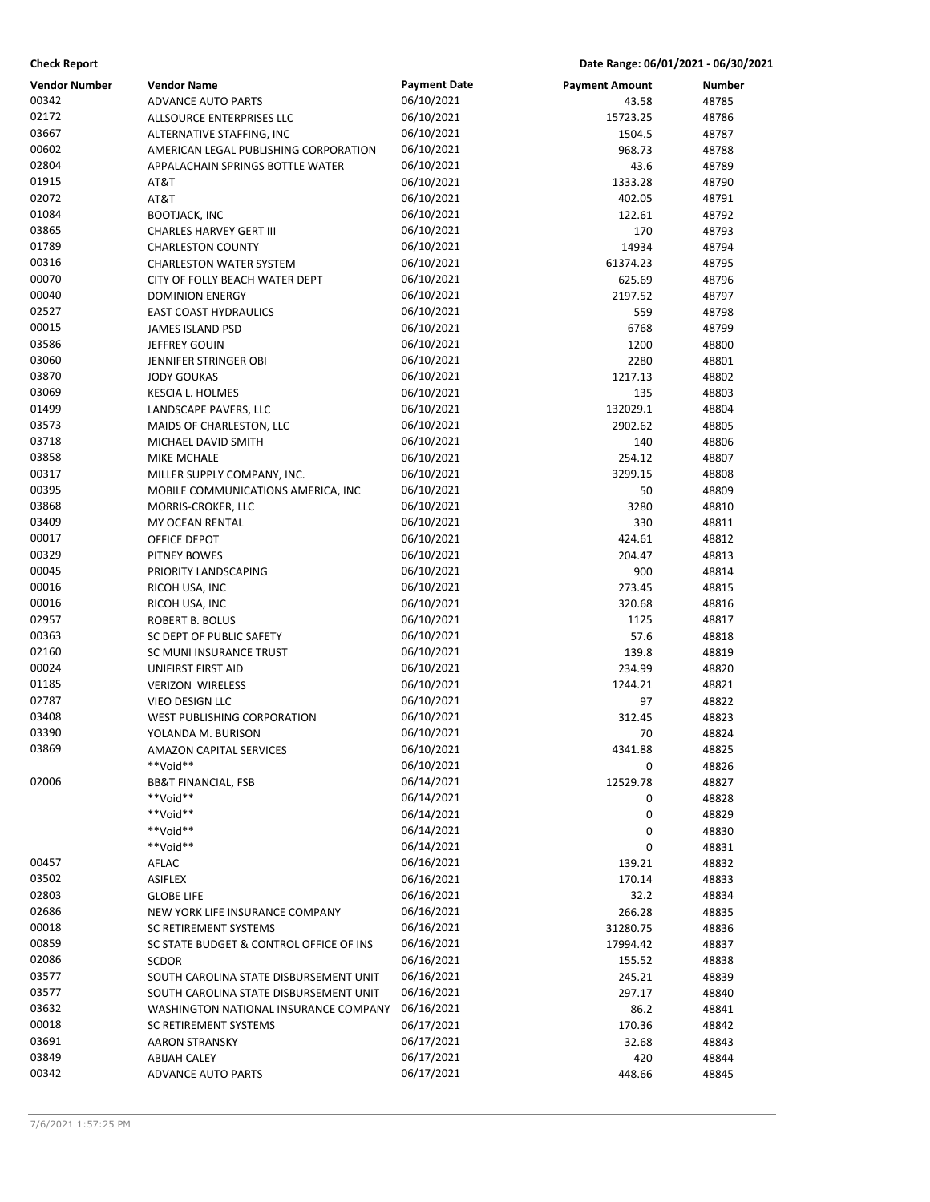**Check Report** **Date Range: 06/01/2021 - 06/30/2021**

| Vendor Number | Vendor Name | Payment Date | Payment Amount | Number |
|---|---|---|---|---|
| 00342 | ADVANCE AUTO PARTS | 06/10/2021 | 43.58 | 48785 |
| 02172 | ALLSOURCE ENTERPRISES LLC | 06/10/2021 | 15723.25 | 48786 |
| 03667 | ALTERNATIVE STAFFING, INC | 06/10/2021 | 1504.5 | 48787 |
| 00602 | AMERICAN LEGAL PUBLISHING CORPORATION | 06/10/2021 | 968.73 | 48788 |
| 02804 | APPALACHAIN SPRINGS BOTTLE WATER | 06/10/2021 | 43.6 | 48789 |
| 01915 | AT&T | 06/10/2021 | 1333.28 | 48790 |
| 02072 | AT&T | 06/10/2021 | 402.05 | 48791 |
| 01084 | BOOTJACK, INC | 06/10/2021 | 122.61 | 48792 |
| 03865 | CHARLES HARVEY GERT III | 06/10/2021 | 170 | 48793 |
| 01789 | CHARLESTON COUNTY | 06/10/2021 | 14934 | 48794 |
| 00316 | CHARLESTON WATER SYSTEM | 06/10/2021 | 61374.23 | 48795 |
| 00070 | CITY OF FOLLY BEACH WATER DEPT | 06/10/2021 | 625.69 | 48796 |
| 00040 | DOMINION ENERGY | 06/10/2021 | 2197.52 | 48797 |
| 02527 | EAST COAST HYDRAULICS | 06/10/2021 | 559 | 48798 |
| 00015 | JAMES ISLAND PSD | 06/10/2021 | 6768 | 48799 |
| 03586 | JEFFREY GOUIN | 06/10/2021 | 1200 | 48800 |
| 03060 | JENNIFER STRINGER OBI | 06/10/2021 | 2280 | 48801 |
| 03870 | JODY GOUKAS | 06/10/2021 | 1217.13 | 48802 |
| 03069 | KESCIA L. HOLMES | 06/10/2021 | 135 | 48803 |
| 01499 | LANDSCAPE PAVERS, LLC | 06/10/2021 | 132029.1 | 48804 |
| 03573 | MAIDS OF CHARLESTON, LLC | 06/10/2021 | 2902.62 | 48805 |
| 03718 | MICHAEL DAVID SMITH | 06/10/2021 | 140 | 48806 |
| 03858 | MIKE MCHALE | 06/10/2021 | 254.12 | 48807 |
| 00317 | MILLER SUPPLY COMPANY, INC. | 06/10/2021 | 3299.15 | 48808 |
| 00395 | MOBILE COMMUNICATIONS AMERICA, INC | 06/10/2021 | 50 | 48809 |
| 03868 | MORRIS-CROKER, LLC | 06/10/2021 | 3280 | 48810 |
| 03409 | MY OCEAN RENTAL | 06/10/2021 | 330 | 48811 |
| 00017 | OFFICE DEPOT | 06/10/2021 | 424.61 | 48812 |
| 00329 | PITNEY BOWES | 06/10/2021 | 204.47 | 48813 |
| 00045 | PRIORITY LANDSCAPING | 06/10/2021 | 900 | 48814 |
| 00016 | RICOH USA, INC | 06/10/2021 | 273.45 | 48815 |
| 00016 | RICOH USA, INC | 06/10/2021 | 320.68 | 48816 |
| 02957 | ROBERT B. BOLUS | 06/10/2021 | 1125 | 48817 |
| 00363 | SC DEPT OF PUBLIC SAFETY | 06/10/2021 | 57.6 | 48818 |
| 02160 | SC MUNI INSURANCE TRUST | 06/10/2021 | 139.8 | 48819 |
| 00024 | UNIFIRST FIRST AID | 06/10/2021 | 234.99 | 48820 |
| 01185 | VERIZON WIRELESS | 06/10/2021 | 1244.21 | 48821 |
| 02787 | VIEO DESIGN LLC | 06/10/2021 | 97 | 48822 |
| 03408 | WEST PUBLISHING CORPORATION | 06/10/2021 | 312.45 | 48823 |
| 03390 | YOLANDA M. BURISON | 06/10/2021 | 70 | 48824 |
| 03869 | AMAZON CAPITAL SERVICES | 06/10/2021 | 4341.88 | 48825 |
| | **Void** | 06/10/2021 | 0 | 48826 |
| 02006 | BB&T FINANCIAL, FSB | 06/14/2021 | 12529.78 | 48827 |
| | **Void** | 06/14/2021 | 0 | 48828 |
| | **Void** | 06/14/2021 | 0 | 48829 |
| | **Void** | 06/14/2021 | 0 | 48830 |
| | **Void** | 06/14/2021 | 0 | 48831 |
| 00457 | AFLAC | 06/16/2021 | 139.21 | 48832 |
| 03502 | ASIFLEX | 06/16/2021 | 170.14 | 48833 |
| 02803 | GLOBE LIFE | 06/16/2021 | 32.2 | 48834 |
| 02686 | NEW YORK LIFE INSURANCE COMPANY | 06/16/2021 | 266.28 | 48835 |
| 00018 | SC RETIREMENT SYSTEMS | 06/16/2021 | 31280.75 | 48836 |
| 00859 | SC STATE BUDGET & CONTROL OFFICE OF INS | 06/16/2021 | 17994.42 | 48837 |
| 02086 | SCDOR | 06/16/2021 | 155.52 | 48838 |
| 03577 | SOUTH CAROLINA STATE DISBURSEMENT UNIT | 06/16/2021 | 245.21 | 48839 |
| 03577 | SOUTH CAROLINA STATE DISBURSEMENT UNIT | 06/16/2021 | 297.17 | 48840 |
| 03632 | WASHINGTON NATIONAL INSURANCE COMPANY | 06/16/2021 | 86.2 | 48841 |
| 00018 | SC RETIREMENT SYSTEMS | 06/17/2021 | 170.36 | 48842 |
| 03691 | AARON STRANSKY | 06/17/2021 | 32.68 | 48843 |
| 03849 | ABIJAH CALEY | 06/17/2021 | 420 | 48844 |
| 00342 | ADVANCE AUTO PARTS | 06/17/2021 | 448.66 | 48845 |

7/6/2021 1:57:25 PM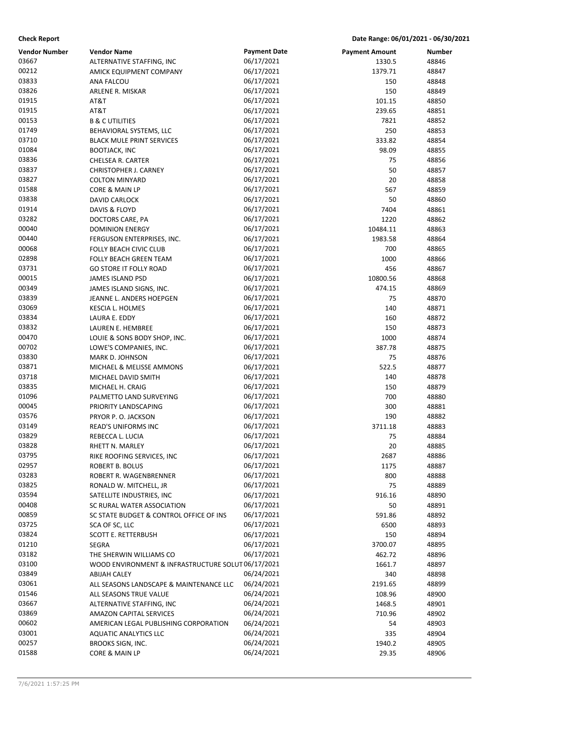**Check Report** — Date Range: 06/01/2021 - 06/30/2021

| Vendor Number | Vendor Name | Payment Date | Payment Amount | Number |
|---|---|---|---|---|
| 03667 | ALTERNATIVE STAFFING, INC | 06/17/2021 | 1330.5 | 48846 |
| 00212 | AMICK EQUIPMENT COMPANY | 06/17/2021 | 1379.71 | 48847 |
| 03833 | ANA FALCOU | 06/17/2021 | 150 | 48848 |
| 03826 | ARLENE R. MISKAR | 06/17/2021 | 150 | 48849 |
| 01915 | AT&T | 06/17/2021 | 101.15 | 48850 |
| 01915 | AT&T | 06/17/2021 | 239.65 | 48851 |
| 00153 | B & C UTILITIES | 06/17/2021 | 7821 | 48852 |
| 01749 | BEHAVIORAL SYSTEMS, LLC | 06/17/2021 | 250 | 48853 |
| 03710 | BLACK MULE PRINT SERVICES | 06/17/2021 | 333.82 | 48854 |
| 01084 | BOOTJACK, INC | 06/17/2021 | 98.09 | 48855 |
| 03836 | CHELSEA R. CARTER | 06/17/2021 | 75 | 48856 |
| 03837 | CHRISTOPHER J. CARNEY | 06/17/2021 | 50 | 48857 |
| 03827 | COLTON MINYARD | 06/17/2021 | 20 | 48858 |
| 01588 | CORE & MAIN LP | 06/17/2021 | 567 | 48859 |
| 03838 | DAVID CARLOCK | 06/17/2021 | 50 | 48860 |
| 01914 | DAVIS & FLOYD | 06/17/2021 | 7404 | 48861 |
| 03282 | DOCTORS CARE, PA | 06/17/2021 | 1220 | 48862 |
| 00040 | DOMINION ENERGY | 06/17/2021 | 10484.11 | 48863 |
| 00440 | FERGUSON ENTERPRISES, INC. | 06/17/2021 | 1983.58 | 48864 |
| 00068 | FOLLY BEACH CIVIC CLUB | 06/17/2021 | 700 | 48865 |
| 02898 | FOLLY BEACH GREEN TEAM | 06/17/2021 | 1000 | 48866 |
| 03731 | GO STORE IT FOLLY ROAD | 06/17/2021 | 456 | 48867 |
| 00015 | JAMES ISLAND PSD | 06/17/2021 | 10800.56 | 48868 |
| 00349 | JAMES ISLAND SIGNS, INC. | 06/17/2021 | 474.15 | 48869 |
| 03839 | JEANNE L. ANDERS HOEPGEN | 06/17/2021 | 75 | 48870 |
| 03069 | KESCIA L. HOLMES | 06/17/2021 | 140 | 48871 |
| 03834 | LAURA E. EDDY | 06/17/2021 | 160 | 48872 |
| 03832 | LAUREN E. HEMBREE | 06/17/2021 | 150 | 48873 |
| 00470 | LOUIE & SONS BODY SHOP, INC. | 06/17/2021 | 1000 | 48874 |
| 00702 | LOWE'S COMPANIES, INC. | 06/17/2021 | 387.78 | 48875 |
| 03830 | MARK D. JOHNSON | 06/17/2021 | 75 | 48876 |
| 03871 | MICHAEL & MELISSE AMMONS | 06/17/2021 | 522.5 | 48877 |
| 03718 | MICHAEL DAVID SMITH | 06/17/2021 | 140 | 48878 |
| 03835 | MICHAEL H. CRAIG | 06/17/2021 | 150 | 48879 |
| 01096 | PALMETTO LAND SURVEYING | 06/17/2021 | 700 | 48880 |
| 00045 | PRIORITY LANDSCAPING | 06/17/2021 | 300 | 48881 |
| 03576 | PRYOR P. O. JACKSON | 06/17/2021 | 190 | 48882 |
| 03149 | READ'S UNIFORMS INC | 06/17/2021 | 3711.18 | 48883 |
| 03829 | REBECCA L. LUCIA | 06/17/2021 | 75 | 48884 |
| 03828 | RHETT N. MARLEY | 06/17/2021 | 20 | 48885 |
| 03795 | RIKE ROOFING SERVICES, INC | 06/17/2021 | 2687 | 48886 |
| 02957 | ROBERT B. BOLUS | 06/17/2021 | 1175 | 48887 |
| 03283 | ROBERT R. WAGENBRENNER | 06/17/2021 | 800 | 48888 |
| 03825 | RONALD W. MITCHELL, JR | 06/17/2021 | 75 | 48889 |
| 03594 | SATELLITE INDUSTRIES, INC | 06/17/2021 | 916.16 | 48890 |
| 00408 | SC RURAL WATER ASSOCIATION | 06/17/2021 | 50 | 48891 |
| 00859 | SC STATE BUDGET & CONTROL OFFICE OF INS | 06/17/2021 | 591.86 | 48892 |
| 03725 | SCA OF SC, LLC | 06/17/2021 | 6500 | 48893 |
| 03824 | SCOTT E. RETTERBUSH | 06/17/2021 | 150 | 48894 |
| 01210 | SEGRA | 06/17/2021 | 3700.07 | 48895 |
| 03182 | THE SHERWIN WILLIAMS CO | 06/17/2021 | 462.72 | 48896 |
| 03100 | WOOD ENVIRONMENT & INFRASTRUCTURE SOLUT | 06/17/2021 | 1661.7 | 48897 |
| 03849 | ABIJAH CALEY | 06/24/2021 | 340 | 48898 |
| 03061 | ALL SEASONS LANDSCAPE & MAINTENANCE LLC | 06/24/2021 | 2191.65 | 48899 |
| 01546 | ALL SEASONS TRUE VALUE | 06/24/2021 | 108.96 | 48900 |
| 03667 | ALTERNATIVE STAFFING, INC | 06/24/2021 | 1468.5 | 48901 |
| 03869 | AMAZON CAPITAL SERVICES | 06/24/2021 | 710.96 | 48902 |
| 00602 | AMERICAN LEGAL PUBLISHING CORPORATION | 06/24/2021 | 54 | 48903 |
| 03001 | AQUATIC ANALYTICS LLC | 06/24/2021 | 335 | 48904 |
| 00257 | BROOKS SIGN, INC. | 06/24/2021 | 1940.2 | 48905 |
| 01588 | CORE & MAIN LP | 06/24/2021 | 29.35 | 48906 |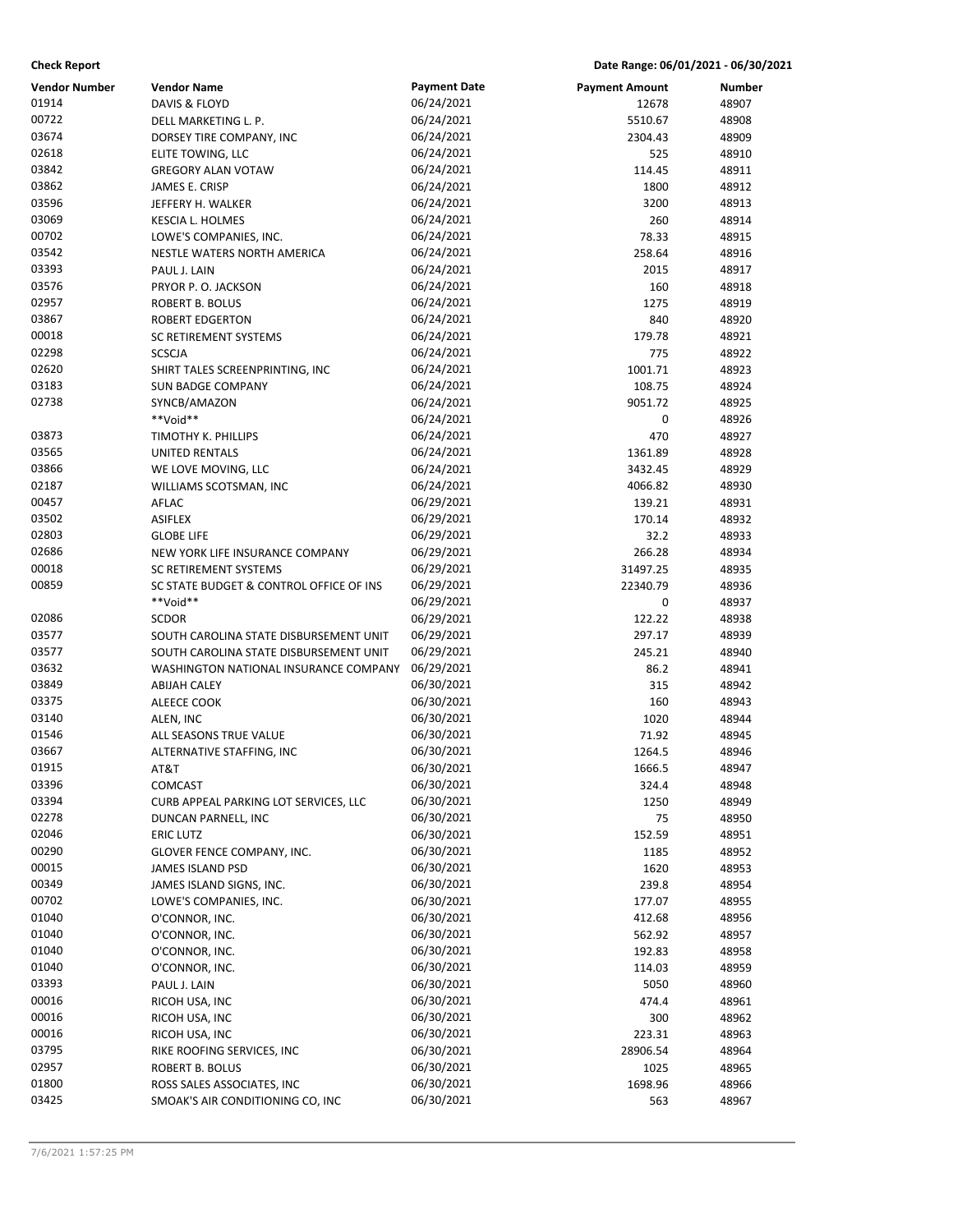**Check Report** Date Range: 06/01/2021 - 06/30/2021

| Vendor Number | Vendor Name | Payment Date | Payment Amount | Number |
|---|---|---|---|---|
| 01914 | DAVIS & FLOYD | 06/24/2021 | 12678 | 48907 |
| 00722 | DELL MARKETING L. P. | 06/24/2021 | 5510.67 | 48908 |
| 03674 | DORSEY TIRE COMPANY, INC | 06/24/2021 | 2304.43 | 48909 |
| 02618 | ELITE TOWING, LLC | 06/24/2021 | 525 | 48910 |
| 03842 | GREGORY ALAN VOTAW | 06/24/2021 | 114.45 | 48911 |
| 03862 | JAMES E. CRISP | 06/24/2021 | 1800 | 48912 |
| 03596 | JEFFERY H. WALKER | 06/24/2021 | 3200 | 48913 |
| 03069 | KESCIA L. HOLMES | 06/24/2021 | 260 | 48914 |
| 00702 | LOWE'S COMPANIES, INC. | 06/24/2021 | 78.33 | 48915 |
| 03542 | NESTLE WATERS NORTH AMERICA | 06/24/2021 | 258.64 | 48916 |
| 03393 | PAUL J. LAIN | 06/24/2021 | 2015 | 48917 |
| 03576 | PRYOR P. O. JACKSON | 06/24/2021 | 160 | 48918 |
| 02957 | ROBERT B. BOLUS | 06/24/2021 | 1275 | 48919 |
| 03867 | ROBERT EDGERTON | 06/24/2021 | 840 | 48920 |
| 00018 | SC RETIREMENT SYSTEMS | 06/24/2021 | 179.78 | 48921 |
| 02298 | SCSCJA | 06/24/2021 | 775 | 48922 |
| 02620 | SHIRT TALES SCREENPRINTING, INC | 06/24/2021 | 1001.71 | 48923 |
| 03183 | SUN BADGE COMPANY | 06/24/2021 | 108.75 | 48924 |
| 02738 | SYNCB/AMAZON | 06/24/2021 | 9051.72 | 48925 |
| | **Void** | 06/24/2021 | 0 | 48926 |
| 03873 | TIMOTHY K. PHILLIPS | 06/24/2021 | 470 | 48927 |
| 03565 | UNITED RENTALS | 06/24/2021 | 1361.89 | 48928 |
| 03866 | WE LOVE MOVING, LLC | 06/24/2021 | 3432.45 | 48929 |
| 02187 | WILLIAMS SCOTSMAN, INC | 06/24/2021 | 4066.82 | 48930 |
| 00457 | AFLAC | 06/29/2021 | 139.21 | 48931 |
| 03502 | ASIFLEX | 06/29/2021 | 170.14 | 48932 |
| 02803 | GLOBE LIFE | 06/29/2021 | 32.2 | 48933 |
| 02686 | NEW YORK LIFE INSURANCE COMPANY | 06/29/2021 | 266.28 | 48934 |
| 00018 | SC RETIREMENT SYSTEMS | 06/29/2021 | 31497.25 | 48935 |
| 00859 | SC STATE BUDGET & CONTROL OFFICE OF INS | 06/29/2021 | 22340.79 | 48936 |
| | **Void** | 06/29/2021 | 0 | 48937 |
| 02086 | SCDOR | 06/29/2021 | 122.22 | 48938 |
| 03577 | SOUTH CAROLINA STATE DISBURSEMENT UNIT | 06/29/2021 | 297.17 | 48939 |
| 03577 | SOUTH CAROLINA STATE DISBURSEMENT UNIT | 06/29/2021 | 245.21 | 48940 |
| 03632 | WASHINGTON NATIONAL INSURANCE COMPANY | 06/29/2021 | 86.2 | 48941 |
| 03849 | ABIJAH CALEY | 06/30/2021 | 315 | 48942 |
| 03375 | ALEECE COOK | 06/30/2021 | 160 | 48943 |
| 03140 | ALEN, INC | 06/30/2021 | 1020 | 48944 |
| 01546 | ALL SEASONS TRUE VALUE | 06/30/2021 | 71.92 | 48945 |
| 03667 | ALTERNATIVE STAFFING, INC | 06/30/2021 | 1264.5 | 48946 |
| 01915 | AT&T | 06/30/2021 | 1666.5 | 48947 |
| 03396 | COMCAST | 06/30/2021 | 324.4 | 48948 |
| 03394 | CURB APPEAL PARKING LOT SERVICES, LLC | 06/30/2021 | 1250 | 48949 |
| 02278 | DUNCAN PARNELL, INC | 06/30/2021 | 75 | 48950 |
| 02046 | ERIC LUTZ | 06/30/2021 | 152.59 | 48951 |
| 00290 | GLOVER FENCE COMPANY, INC. | 06/30/2021 | 1185 | 48952 |
| 00015 | JAMES ISLAND PSD | 06/30/2021 | 1620 | 48953 |
| 00349 | JAMES ISLAND SIGNS, INC. | 06/30/2021 | 239.8 | 48954 |
| 00702 | LOWE'S COMPANIES, INC. | 06/30/2021 | 177.07 | 48955 |
| 01040 | O'CONNOR, INC. | 06/30/2021 | 412.68 | 48956 |
| 01040 | O'CONNOR, INC. | 06/30/2021 | 562.92 | 48957 |
| 01040 | O'CONNOR, INC. | 06/30/2021 | 192.83 | 48958 |
| 01040 | O'CONNOR, INC. | 06/30/2021 | 114.03 | 48959 |
| 03393 | PAUL J. LAIN | 06/30/2021 | 5050 | 48960 |
| 00016 | RICOH USA, INC | 06/30/2021 | 474.4 | 48961 |
| 00016 | RICOH USA, INC | 06/30/2021 | 300 | 48962 |
| 00016 | RICOH USA, INC | 06/30/2021 | 223.31 | 48963 |
| 03795 | RIKE ROOFING SERVICES, INC | 06/30/2021 | 28906.54 | 48964 |
| 02957 | ROBERT B. BOLUS | 06/30/2021 | 1025 | 48965 |
| 01800 | ROSS SALES ASSOCIATES, INC | 06/30/2021 | 1698.96 | 48966 |
| 03425 | SMOAK'S AIR CONDITIONING CO, INC | 06/30/2021 | 563 | 48967 |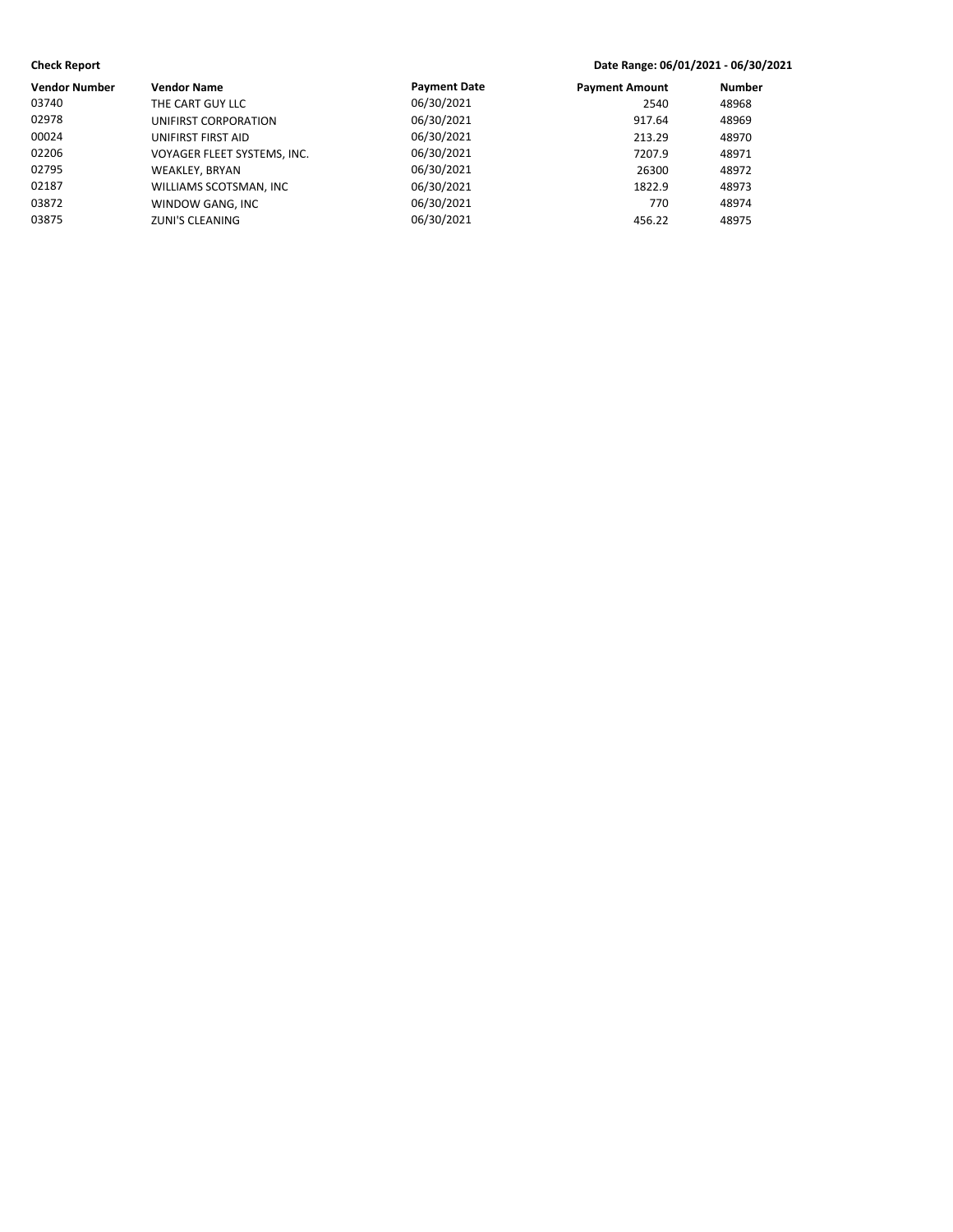**Check Report**

**Date Range: 06/01/2021 - 06/30/2021**

| Vendor Number | Vendor Name | Payment Date | Payment Amount | Number |
|---|---|---|---|---|
| 03740 | THE CART GUY LLC | 06/30/2021 | 2540 | 48968 |
| 02978 | UNIFIRST CORPORATION | 06/30/2021 | 917.64 | 48969 |
| 00024 | UNIFIRST FIRST AID | 06/30/2021 | 213.29 | 48970 |
| 02206 | VOYAGER FLEET SYSTEMS, INC. | 06/30/2021 | 7207.9 | 48971 |
| 02795 | WEAKLEY, BRYAN | 06/30/2021 | 26300 | 48972 |
| 02187 | WILLIAMS SCOTSMAN, INC | 06/30/2021 | 1822.9 | 48973 |
| 03872 | WINDOW GANG, INC | 06/30/2021 | 770 | 48974 |
| 03875 | ZUNI'S CLEANING | 06/30/2021 | 456.22 | 48975 |